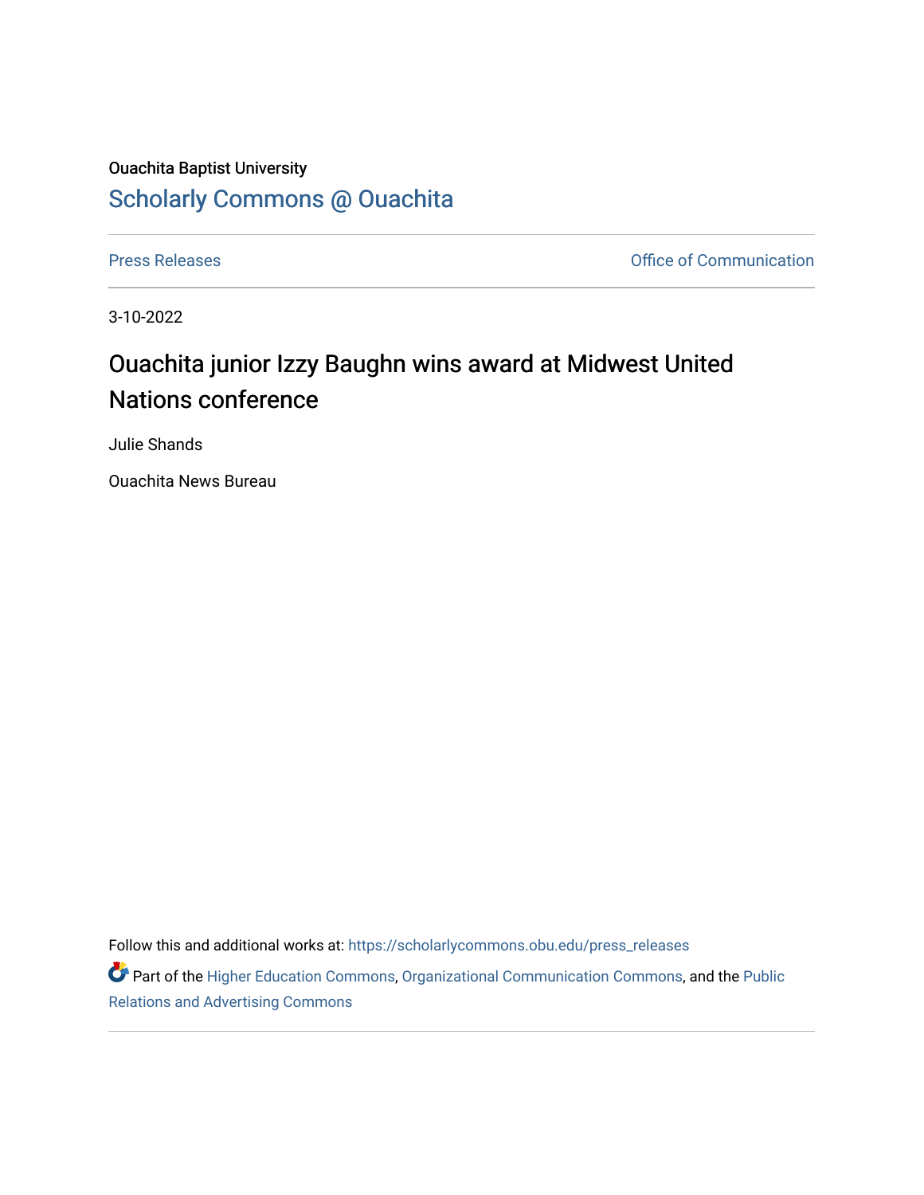Ouachita Baptist University

# Scholarly Commons @ Ouachita

Press Releases | Office of Communication

3-10-2022

## Ouachita junior Izzy Baughn wins award at Midwest United Nations conference

Julie Shands

Ouachita News Bureau

Follow this and additional works at: https://scholarlycommons.obu.edu/press_releases

Part of the Higher Education Commons, Organizational Communication Commons, and the Public Relations and Advertising Commons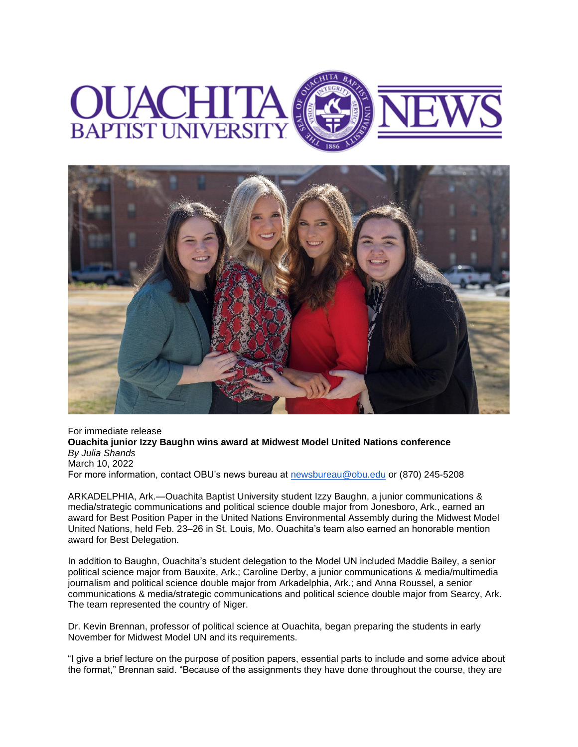For immediate release

**Ouachita junior Izzy Baughn wins award at Midwest Model United Nations conference**

*By Julia Shands*

March 10, 2022

For more information, contact OBU's news bureau at newsbureau@obu.edu or (870) 245-5208

ARKADELPHIA, Ark.—Ouachita Baptist University student Izzy Baughn, a junior communications & media/strategic communications and political science double major from Jonesboro, Ark., earned an award for Best Position Paper in the United Nations Environmental Assembly during the Midwest Model United Nations, held Feb. 23–26 in St. Louis, Mo. Ouachita's team also earned an honorable mention award for Best Delegation.

In addition to Baughn, Ouachita's student delegation to the Model UN included Maddie Bailey, a senior political science major from Bauxite, Ark.; Caroline Derby, a junior communications & media/multimedia journalism and political science double major from Arkadelphia, Ark.; and Anna Roussel, a senior communications & media/strategic communications and political science double major from Searcy, Ark. The team represented the country of Niger.

Dr. Kevin Brennan, professor of political science at Ouachita, began preparing the students in early November for Midwest Model UN and its requirements.

"I give a brief lecture on the purpose of position papers, essential parts to include and some advice about the format," Brennan said. "Because of the assignments they have done throughout the course, they are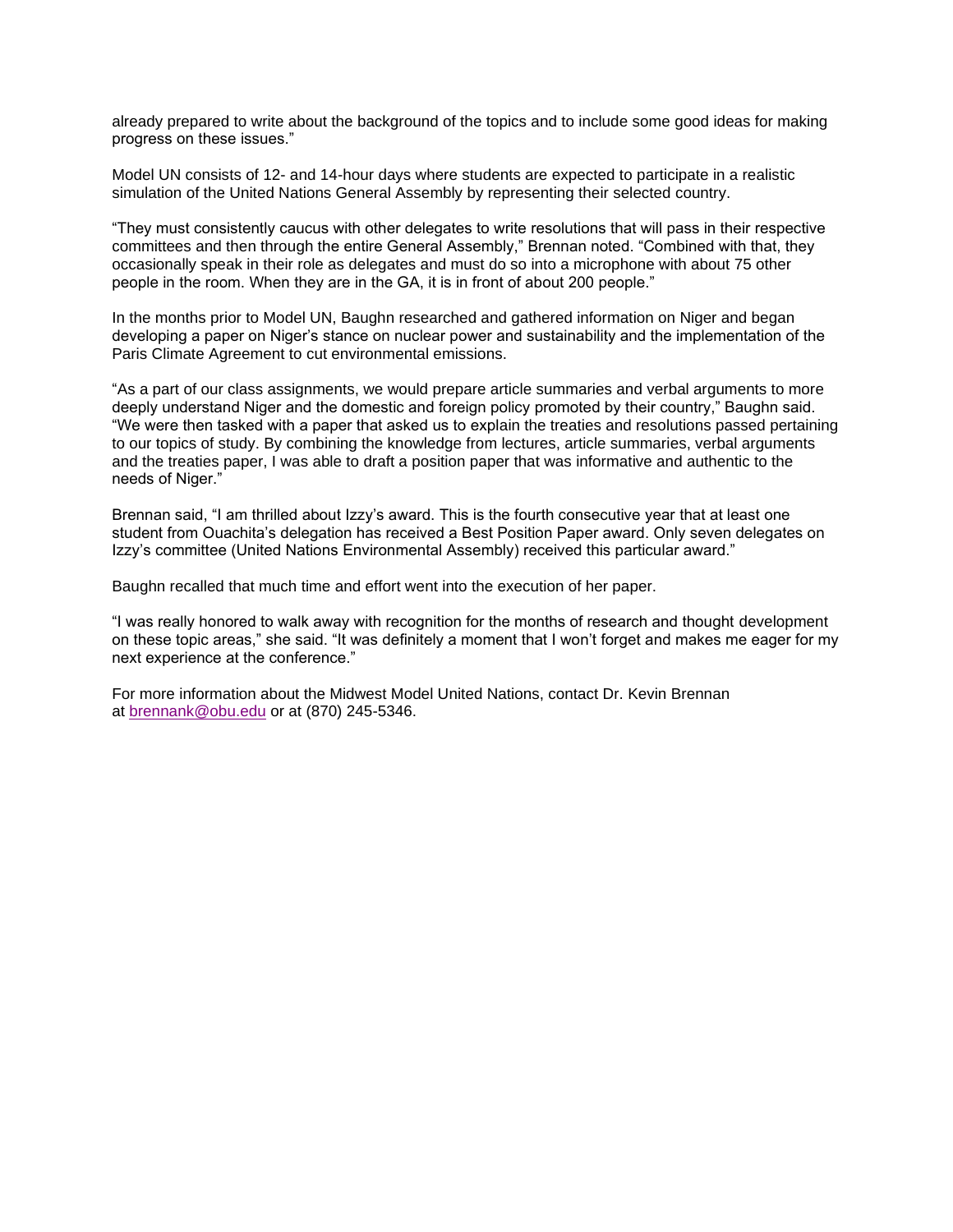already prepared to write about the background of the topics and to include some good ideas for making progress on these issues."

Model UN consists of 12- and 14-hour days where students are expected to participate in a realistic simulation of the United Nations General Assembly by representing their selected country.

"They must consistently caucus with other delegates to write resolutions that will pass in their respective committees and then through the entire General Assembly," Brennan noted. "Combined with that, they occasionally speak in their role as delegates and must do so into a microphone with about 75 other people in the room. When they are in the GA, it is in front of about 200 people."

In the months prior to Model UN, Baughn researched and gathered information on Niger and began developing a paper on Niger's stance on nuclear power and sustainability and the implementation of the Paris Climate Agreement to cut environmental emissions.

"As a part of our class assignments, we would prepare article summaries and verbal arguments to more deeply understand Niger and the domestic and foreign policy promoted by their country," Baughn said. "We were then tasked with a paper that asked us to explain the treaties and resolutions passed pertaining to our topics of study. By combining the knowledge from lectures, article summaries, verbal arguments and the treaties paper, I was able to draft a position paper that was informative and authentic to the needs of Niger."

Brennan said, "I am thrilled about Izzy's award. This is the fourth consecutive year that at least one student from Ouachita's delegation has received a Best Position Paper award. Only seven delegates on Izzy's committee (United Nations Environmental Assembly) received this particular award."

Baughn recalled that much time and effort went into the execution of her paper.

"I was really honored to walk away with recognition for the months of research and thought development on these topic areas," she said. "It was definitely a moment that I won't forget and makes me eager for my next experience at the conference."

For more information about the Midwest Model United Nations, contact Dr. Kevin Brennan at brennank@obu.edu or at (870) 245-5346.